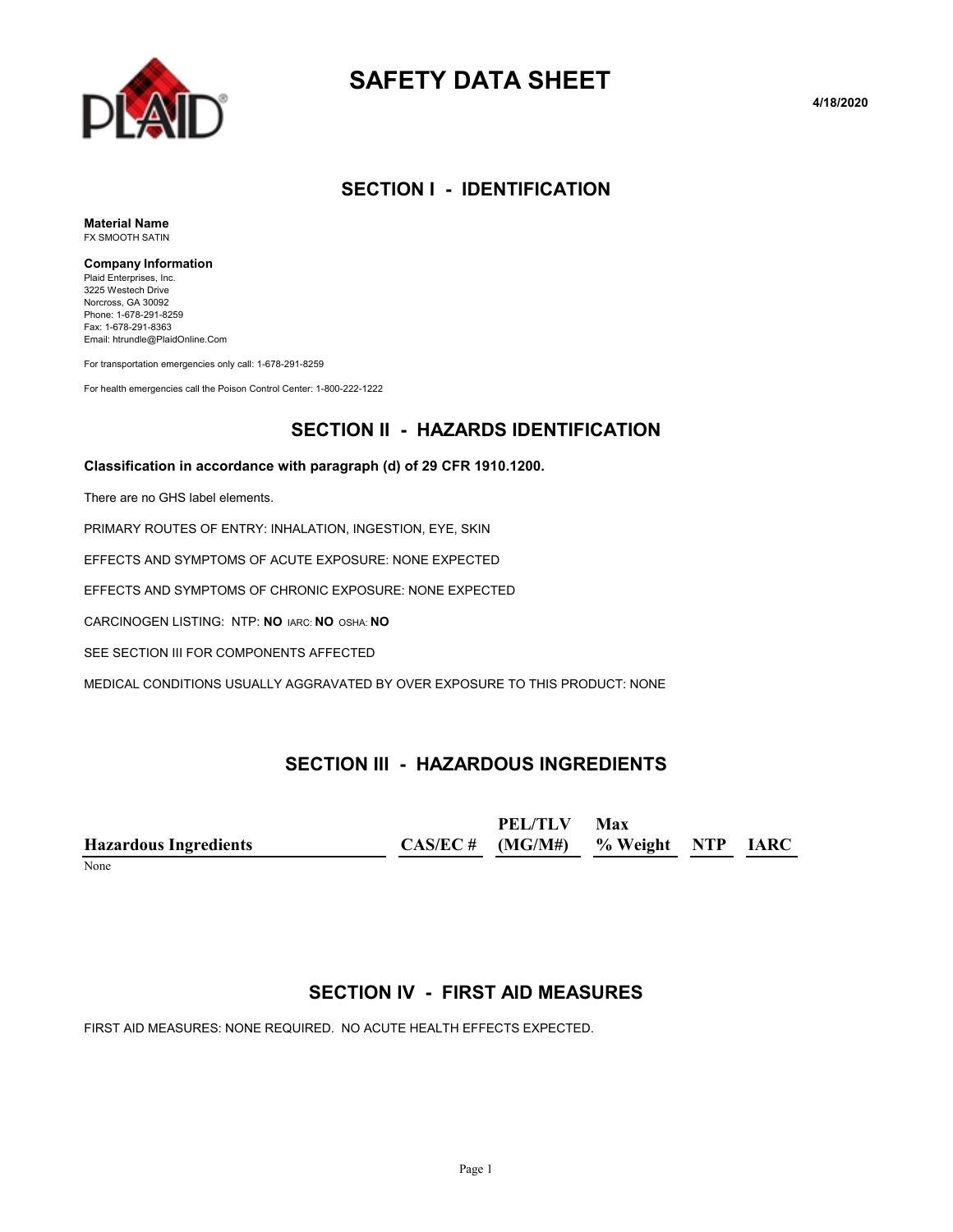# SAFETY DATA SHEET

4/18/2020

## SECTION I - IDENTIFICATION

**Material Name**
FX SMOOTH SATIN

**Company Information**
Plaid Enterprises, Inc.
3225 Westech Drive
Norcross, GA 30092
Phone: 1-678-291-8259
Fax: 1-678-291-8363
Email: htrundle@PlaidOnline.Com

For transportation emergencies only call: 1-678-291-8259

For health emergencies call the Poison Control Center: 1-800-222-1222

## SECTION II - HAZARDS IDENTIFICATION

**Classification in accordance with paragraph (d) of 29 CFR 1910.1200.**

There are no GHS label elements.

PRIMARY ROUTES OF ENTRY: INHALATION, INGESTION, EYE, SKIN

EFFECTS AND SYMPTOMS OF ACUTE EXPOSURE: NONE EXPECTED

EFFECTS AND SYMPTOMS OF CHRONIC EXPOSURE: NONE EXPECTED

CARCINOGEN LISTING: NTP: **NO** IARC: **NO** OSHA: **NO**

SEE SECTION III FOR COMPONENTS AFFECTED

MEDICAL CONDITIONS USUALLY AGGRAVATED BY OVER EXPOSURE TO THIS PRODUCT: NONE

## SECTION III - HAZARDOUS INGREDIENTS

| Hazardous Ingredients | CAS/EC # | PEL/TLV (MG/M#) | Max % Weight | NTP | IARC |
|---|---|---|---|---|---|
| None | | | | | |

## SECTION IV - FIRST AID MEASURES

FIRST AID MEASURES: NONE REQUIRED. NO ACUTE HEALTH EFFECTS EXPECTED.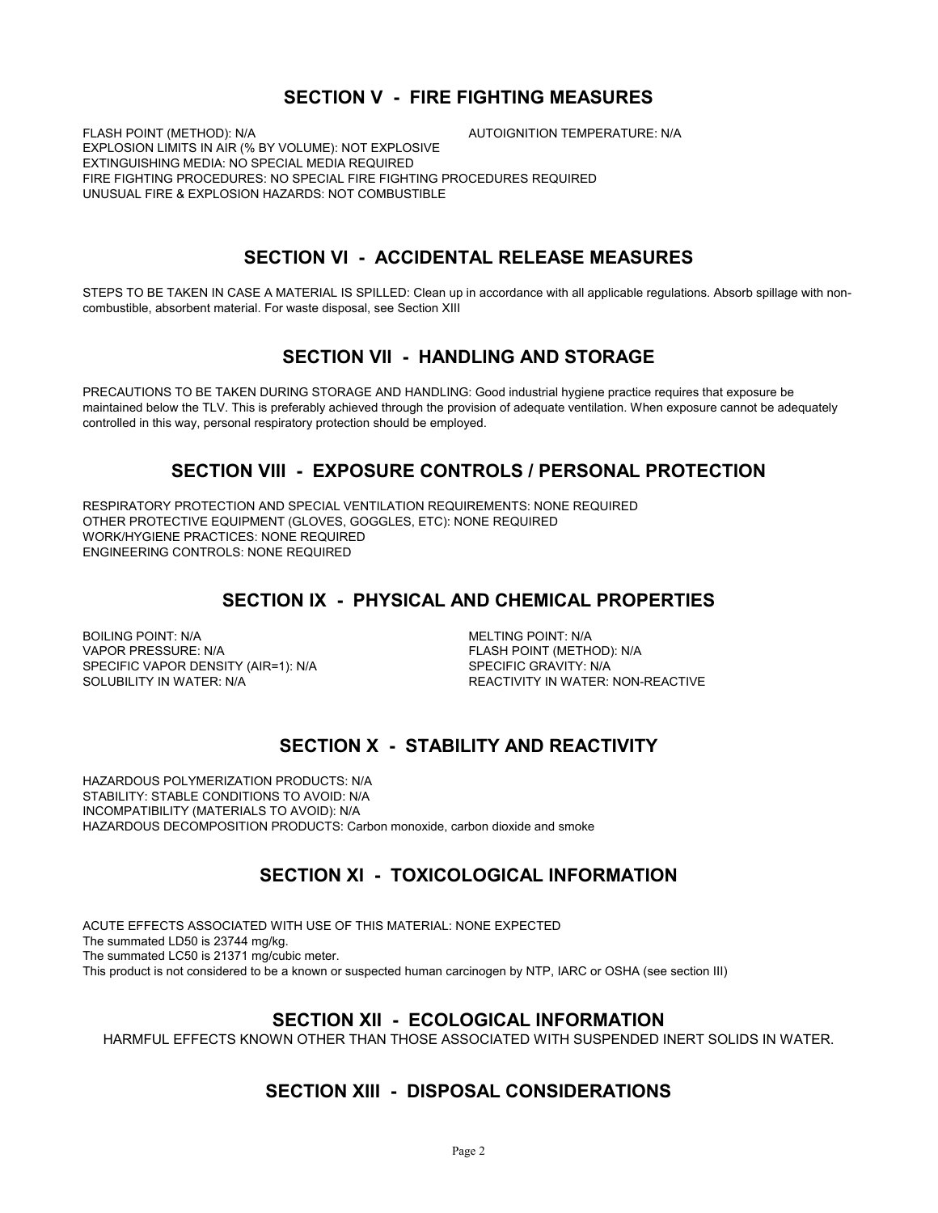## SECTION V - FIRE FIGHTING MEASURES

FLASH POINT (METHOD): N/A
AUTOIGNITION TEMPERATURE: N/A
EXPLOSION LIMITS IN AIR (% BY VOLUME): NOT EXPLOSIVE
EXTINGUISHING MEDIA: NO SPECIAL MEDIA REQUIRED
FIRE FIGHTING PROCEDURES: NO SPECIAL FIRE FIGHTING PROCEDURES REQUIRED
UNUSUAL FIRE & EXPLOSION HAZARDS: NOT COMBUSTIBLE

## SECTION VI - ACCIDENTAL RELEASE MEASURES

STEPS TO BE TAKEN IN CASE A MATERIAL IS SPILLED: Clean up in accordance with all applicable regulations. Absorb spillage with non-combustible, absorbent material. For waste disposal, see Section XIII

## SECTION VII - HANDLING AND STORAGE

PRECAUTIONS TO BE TAKEN DURING STORAGE AND HANDLING: Good industrial hygiene practice requires that exposure be maintained below the TLV. This is preferably achieved through the provision of adequate ventilation. When exposure cannot be adequately controlled in this way, personal respiratory protection should be employed.

## SECTION VIII - EXPOSURE CONTROLS / PERSONAL PROTECTION

RESPIRATORY PROTECTION AND SPECIAL VENTILATION REQUIREMENTS: NONE REQUIRED
OTHER PROTECTIVE EQUIPMENT (GLOVES, GOGGLES, ETC): NONE REQUIRED
WORK/HYGIENE PRACTICES: NONE REQUIRED
ENGINEERING CONTROLS: NONE REQUIRED

## SECTION IX - PHYSICAL AND CHEMICAL PROPERTIES

BOILING POINT: N/A
MELTING POINT: N/A
VAPOR PRESSURE: N/A
FLASH POINT (METHOD): N/A
SPECIFIC VAPOR DENSITY (AIR=1): N/A
SPECIFIC GRAVITY: N/A
SOLUBILITY IN WATER: N/A
REACTIVITY IN WATER: NON-REACTIVE

## SECTION X - STABILITY AND REACTIVITY

HAZARDOUS POLYMERIZATION PRODUCTS: N/A
STABILITY: STABLE CONDITIONS TO AVOID: N/A
INCOMPATIBILITY (MATERIALS TO AVOID): N/A
HAZARDOUS DECOMPOSITION PRODUCTS: Carbon monoxide, carbon dioxide and smoke

## SECTION XI - TOXICOLOGICAL INFORMATION

ACUTE EFFECTS ASSOCIATED WITH USE OF THIS MATERIAL: NONE EXPECTED
The summated LD50 is 23744 mg/kg.
The summated LC50 is 21371 mg/cubic meter.
This product is not considered to be a known or suspected human carcinogen by NTP, IARC or OSHA (see section III)

## SECTION XII - ECOLOGICAL INFORMATION

HARMFUL EFFECTS KNOWN OTHER THAN THOSE ASSOCIATED WITH SUSPENDED INERT SOLIDS IN WATER.

## SECTION XIII - DISPOSAL CONSIDERATIONS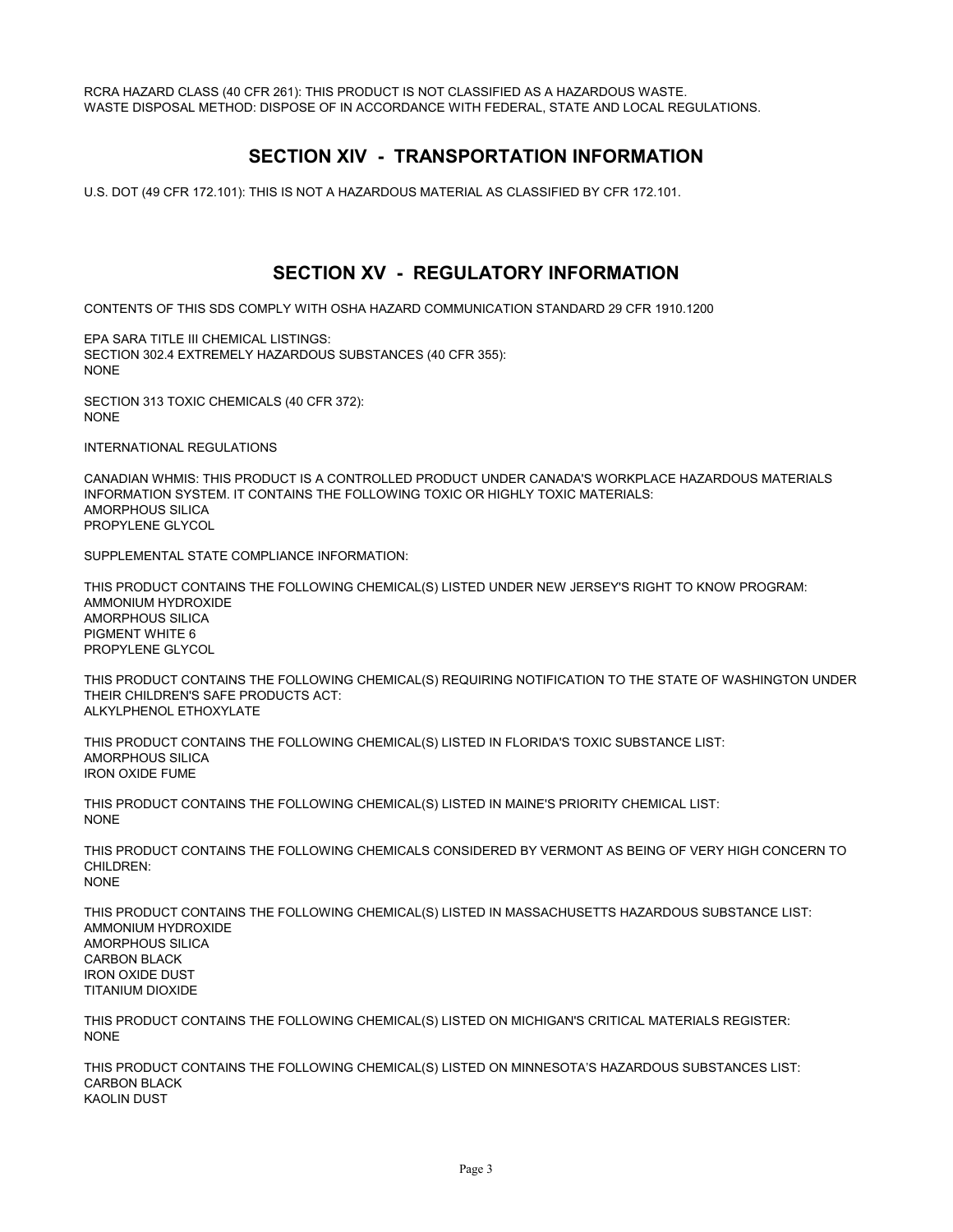RCRA HAZARD CLASS (40 CFR 261): THIS PRODUCT IS NOT CLASSIFIED AS A HAZARDOUS WASTE.
WASTE DISPOSAL METHOD: DISPOSE OF IN ACCORDANCE WITH FEDERAL, STATE AND LOCAL REGULATIONS.

## SECTION XIV - TRANSPORTATION INFORMATION

U.S. DOT (49 CFR 172.101): THIS IS NOT A HAZARDOUS MATERIAL AS CLASSIFIED BY CFR 172.101.

## SECTION XV - REGULATORY INFORMATION

CONTENTS OF THIS SDS COMPLY WITH OSHA HAZARD COMMUNICATION STANDARD 29 CFR 1910.1200

EPA SARA TITLE III CHEMICAL LISTINGS:
SECTION 302.4 EXTREMELY HAZARDOUS SUBSTANCES (40 CFR 355):
NONE

SECTION 313 TOXIC CHEMICALS (40 CFR 372):
NONE

INTERNATIONAL REGULATIONS

CANADIAN WHMIS: THIS PRODUCT IS A CONTROLLED PRODUCT UNDER CANADA'S WORKPLACE HAZARDOUS MATERIALS INFORMATION SYSTEM. IT CONTAINS THE FOLLOWING TOXIC OR HIGHLY TOXIC MATERIALS:
AMORPHOUS SILICA
PROPYLENE GLYCOL

SUPPLEMENTAL STATE COMPLIANCE INFORMATION:

THIS PRODUCT CONTAINS THE FOLLOWING CHEMICAL(S) LISTED UNDER NEW JERSEY'S RIGHT TO KNOW PROGRAM:
AMMONIUM HYDROXIDE
AMORPHOUS SILICA
PIGMENT WHITE 6
PROPYLENE GLYCOL

THIS PRODUCT CONTAINS THE FOLLOWING CHEMICAL(S) REQUIRING NOTIFICATION TO THE STATE OF WASHINGTON UNDER THEIR CHILDREN'S SAFE PRODUCTS ACT:
ALKYLPHENOL ETHOXYLATE

THIS PRODUCT CONTAINS THE FOLLOWING CHEMICAL(S) LISTED IN FLORIDA'S TOXIC SUBSTANCE LIST:
AMORPHOUS SILICA
IRON OXIDE FUME

THIS PRODUCT CONTAINS THE FOLLOWING CHEMICAL(S) LISTED IN MAINE'S PRIORITY CHEMICAL LIST:
NONE

THIS PRODUCT CONTAINS THE FOLLOWING CHEMICALS CONSIDERED BY VERMONT AS BEING OF VERY HIGH CONCERN TO CHILDREN:
NONE

THIS PRODUCT CONTAINS THE FOLLOWING CHEMICAL(S) LISTED IN MASSACHUSETTS HAZARDOUS SUBSTANCE LIST:
AMMONIUM HYDROXIDE
AMORPHOUS SILICA
CARBON BLACK
IRON OXIDE DUST
TITANIUM DIOXIDE

THIS PRODUCT CONTAINS THE FOLLOWING CHEMICAL(S) LISTED ON MICHIGAN'S CRITICAL MATERIALS REGISTER:
NONE

THIS PRODUCT CONTAINS THE FOLLOWING CHEMICAL(S) LISTED ON MINNESOTA'S HAZARDOUS SUBSTANCES LIST:
CARBON BLACK
KAOLIN DUST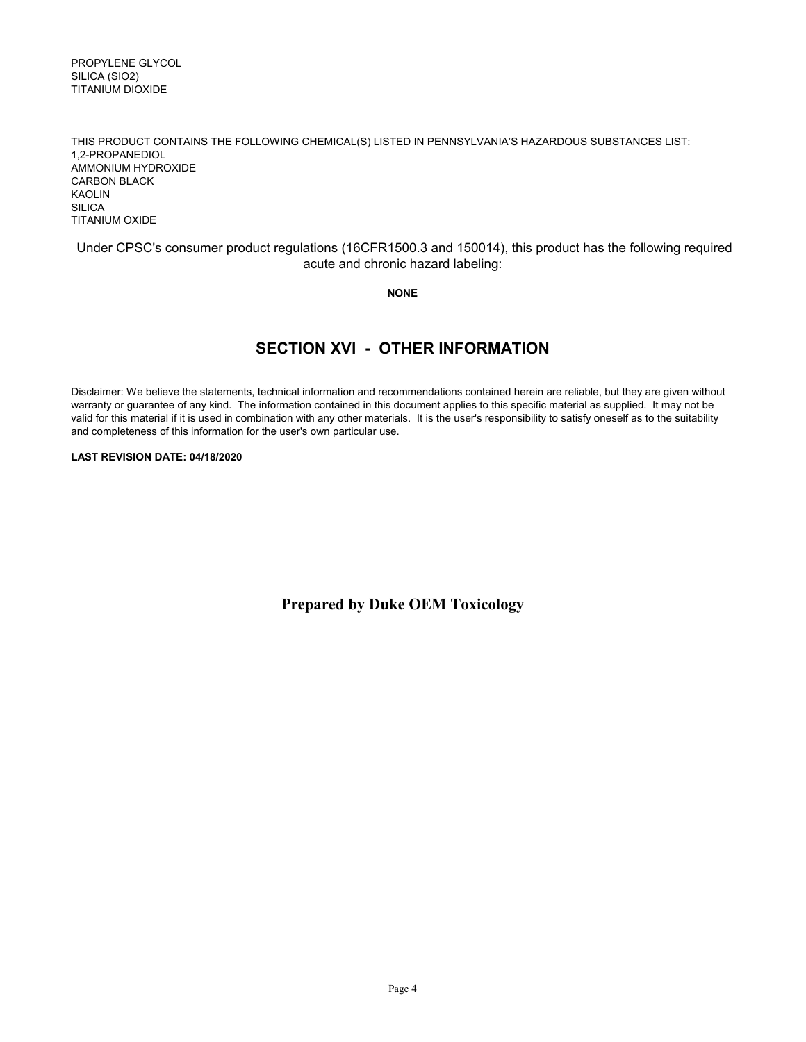PROPYLENE GLYCOL
SILICA (SIO2)
TITANIUM DIOXIDE

THIS PRODUCT CONTAINS THE FOLLOWING CHEMICAL(S) LISTED IN PENNSYLVANIA'S HAZARDOUS SUBSTANCES LIST:
1,2-PROPANEDIOL
AMMONIUM HYDROXIDE
CARBON BLACK
KAOLIN
SILICA
TITANIUM OXIDE

Under CPSC's consumer product regulations (16CFR1500.3 and 150014), this product has the following required acute and chronic hazard labeling:

**NONE**

## SECTION XVI - OTHER INFORMATION

Disclaimer: We believe the statements, technical information and recommendations contained herein are reliable, but they are given without warranty or guarantee of any kind. The information contained in this document applies to this specific material as supplied. It may not be valid for this material if it is used in combination with any other materials. It is the user's responsibility to satisfy oneself as to the suitability and completeness of this information for the user's own particular use.

**LAST REVISION DATE: 04/18/2020**

**Prepared by Duke OEM Toxicology**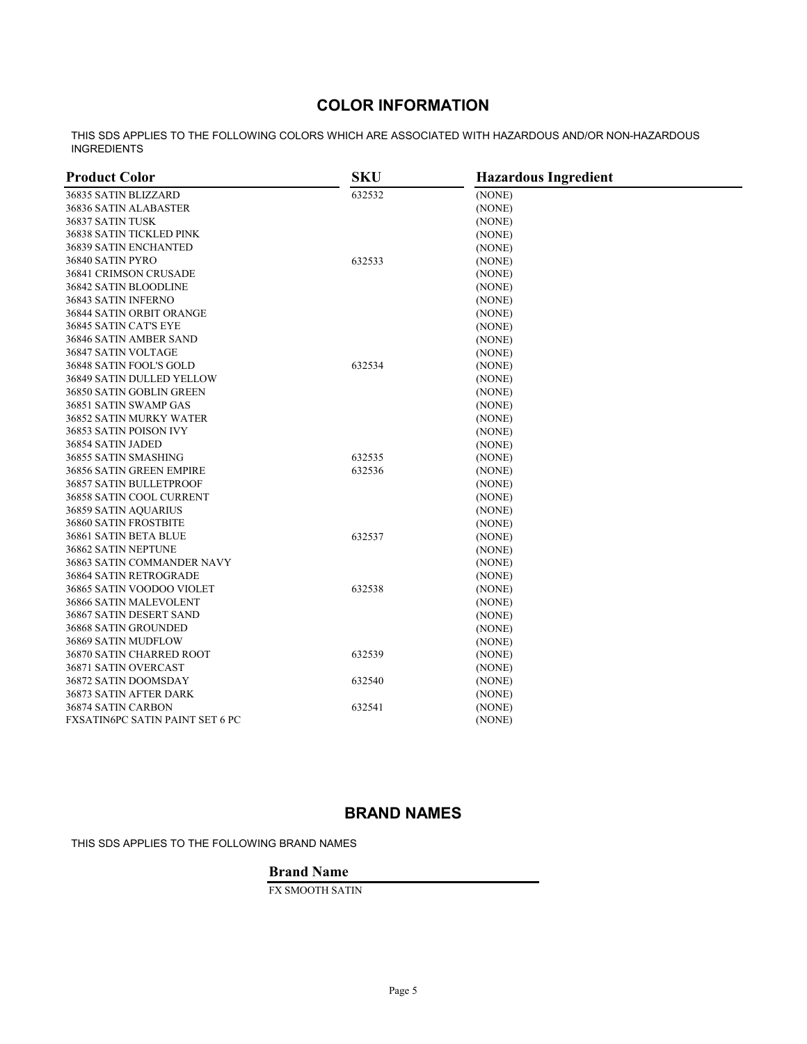## COLOR INFORMATION

THIS SDS APPLIES TO THE FOLLOWING COLORS WHICH ARE ASSOCIATED WITH HAZARDOUS AND/OR NON-HAZARDOUS INGREDIENTS

| Product Color | SKU | Hazardous Ingredient |
|---|---|---|
| 36835 SATIN BLIZZARD | 632532 | (NONE) |
| 36836 SATIN ALABASTER | | (NONE) |
| 36837 SATIN TUSK | | (NONE) |
| 36838 SATIN TICKLED PINK | | (NONE) |
| 36839 SATIN ENCHANTED | | (NONE) |
| 36840 SATIN PYRO | 632533 | (NONE) |
| 36841 CRIMSON CRUSADE | | (NONE) |
| 36842 SATIN BLOODLINE | | (NONE) |
| 36843 SATIN INFERNO | | (NONE) |
| 36844 SATIN ORBIT ORANGE | | (NONE) |
| 36845 SATIN CAT'S EYE | | (NONE) |
| 36846 SATIN AMBER SAND | | (NONE) |
| 36847 SATIN VOLTAGE | | (NONE) |
| 36848 SATIN FOOL'S GOLD | 632534 | (NONE) |
| 36849 SATIN DULLED YELLOW | | (NONE) |
| 36850 SATIN GOBLIN GREEN | | (NONE) |
| 36851 SATIN SWAMP GAS | | (NONE) |
| 36852 SATIN MURKY WATER | | (NONE) |
| 36853 SATIN POISON IVY | | (NONE) |
| 36854 SATIN JADED | | (NONE) |
| 36855 SATIN SMASHING | 632535 | (NONE) |
| 36856 SATIN GREEN EMPIRE | 632536 | (NONE) |
| 36857 SATIN BULLETPROOF | | (NONE) |
| 36858 SATIN COOL CURRENT | | (NONE) |
| 36859 SATIN AQUARIUS | | (NONE) |
| 36860 SATIN FROSTBITE | | (NONE) |
| 36861 SATIN BETA BLUE | 632537 | (NONE) |
| 36862 SATIN NEPTUNE | | (NONE) |
| 36863 SATIN COMMANDER NAVY | | (NONE) |
| 36864 SATIN RETROGRADE | | (NONE) |
| 36865 SATIN VOODOO VIOLET | 632538 | (NONE) |
| 36866 SATIN MALEVOLENT | | (NONE) |
| 36867 SATIN DESERT SAND | | (NONE) |
| 36868 SATIN GROUNDED | | (NONE) |
| 36869 SATIN MUDFLOW | | (NONE) |
| 36870 SATIN CHARRED ROOT | 632539 | (NONE) |
| 36871 SATIN OVERCAST | | (NONE) |
| 36872 SATIN DOOMSDAY | 632540 | (NONE) |
| 36873 SATIN AFTER DARK | | (NONE) |
| 36874 SATIN CARBON | 632541 | (NONE) |
| FXSATIN6PC SATIN PAINT SET 6 PC | | (NONE) |

## BRAND NAMES

THIS SDS APPLIES TO THE FOLLOWING BRAND NAMES

| Brand Name |
|---|
| FX SMOOTH SATIN |